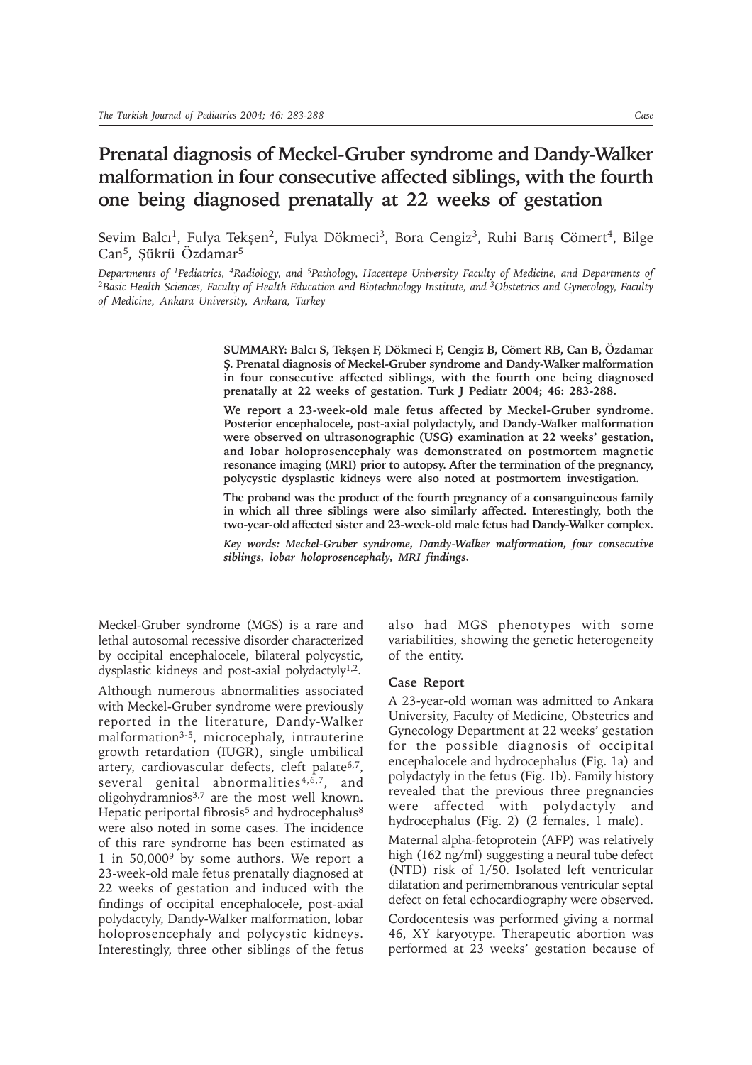# Prenatal diagnosis of Meckel-Gruber syndrome and Dandy-Walker malformation in four consecutive affected siblings, with the fourth one being diagnosed prenatally at 22 weeks of gestation

Sevim Balcı[1], Fulya Tekşen[2], Fulya Dökmeci[3], Bora Cengiz[3], Ruhi Barış Cömert[4], Bilge Can[5], Şükrü Özdamar[5]

*Departments of [1]Pediatrics, [4]Radiology, and [5]Pathology, Hacettepe University Faculty of Medicine, and Departments of [2]Basic Health Sciences, Faculty of Health Education and Biotechnology Institute, and [3]Obstetrics and Gynecology, Faculty of Medicine, Ankara University, Ankara, Turkey*

**SUMMARY: Balcı S, Tekşen F, Dökmeci F, Cengiz B, Cömert RB, Can B, Özdamar Ş. Prenatal diagnosis of Meckel-Gruber syndrome and Dandy-Walker malformation in four consecutive affected siblings, with the fourth one being diagnosed prenatally at 22 weeks of gestation. Turk J Pediatr 2004; 46: 283-288.**

**We report a 23-week-old male fetus affected by Meckel-Gruber syndrome. Posterior encephalocele, post-axial polydactyly, and Dandy-Walker malformation were observed on ultrasonographic (USG) examination at 22 weeks' gestation, and lobar holoprosencephaly was demonstrated on postmortem magnetic resonance imaging (MRI) prior to autopsy. After the termination of the pregnancy, polycystic dysplastic kidneys were also noted at postmortem investigation.**

**The proband was the product of the fourth pregnancy of a consanguineous family in which all three siblings were also similarly affected. Interestingly, both the two-year-old affected sister and 23-week-old male fetus had Dandy-Walker complex.**

***Key words: Meckel-Gruber syndrome, Dandy-Walker malformation, four consecutive siblings, lobar holoprosencephaly, MRI findings.***

Meckel-Gruber syndrome (MGS) is a rare and lethal autosomal recessive disorder characterized by occipital encephalocele, bilateral polycystic, dysplastic kidneys and post-axial polydactyly[1,2].

Although numerous abnormalities associated with Meckel-Gruber syndrome were previously reported in the literature, Dandy-Walker malformation[3-5], microcephaly, intrauterine growth retardation (IUGR), single umbilical artery, cardiovascular defects, cleft palate[6,7], several genital abnormalities[4,6,7], and oligohydramnios[3,7] are the most well known. Hepatic periportal fibrosis[5] and hydrocephalus[8] were also noted in some cases. The incidence of this rare syndrome has been estimated as 1 in 50,000[9] by some authors. We report a 23-week-old male fetus prenatally diagnosed at 22 weeks of gestation and induced with the findings of occipital encephalocele, post-axial polydactyly, Dandy-Walker malformation, lobar holoprosencephaly and polycystic kidneys. Interestingly, three other siblings of the fetus also had MGS phenotypes with some variabilities, showing the genetic heterogeneity of the entity.

### Case Report

A 23-year-old woman was admitted to Ankara University, Faculty of Medicine, Obstetrics and Gynecology Department at 22 weeks' gestation for the possible diagnosis of occipital encephalocele and hydrocephalus (Fig. 1a) and polydactyly in the fetus (Fig. 1b). Family history revealed that the previous three pregnancies were affected with polydactyly and hydrocephalus (Fig. 2) (2 females, 1 male).

Maternal alpha-fetoprotein (AFP) was relatively high (162 ng/ml) suggesting a neural tube defect (NTD) risk of 1/50. Isolated left ventricular dilatation and perimembranous ventricular septal defect on fetal echocardiography were observed.

Cordocentesis was performed giving a normal 46, XY karyotype. Therapeutic abortion was performed at 23 weeks' gestation because of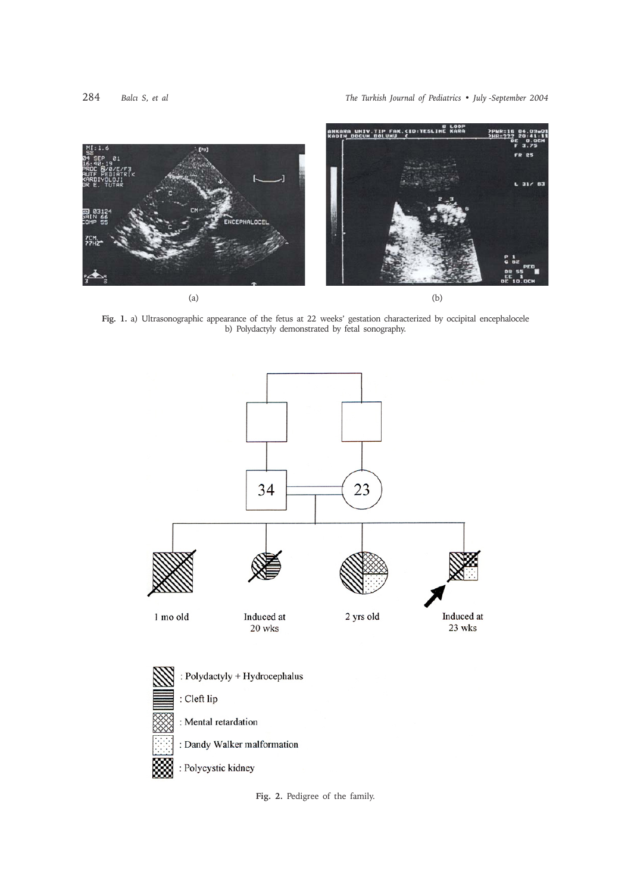Fig. 1. a) Ultrasonographic appearance of the fetus at 22 weeks' gestation characterized by occipital encephalocele b) Polydactyly demonstrated by fetal sonography.

Fig. 2. Pedigree of the family.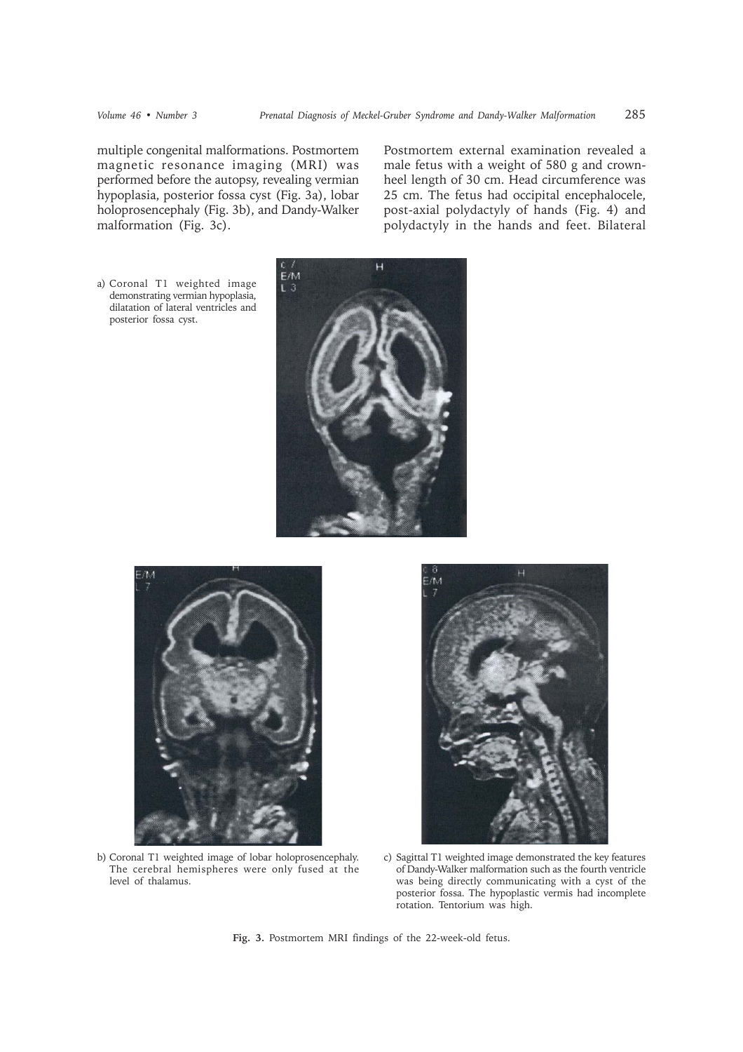multiple congenital malformations. Postmortem magnetic resonance imaging (MRI) was performed before the autopsy, revealing vermian hypoplasia, posterior fossa cyst (Fig. 3a), lobar holoprosencephaly (Fig. 3b), and Dandy-Walker malformation (Fig. 3c).

Postmortem external examination revealed a male fetus with a weight of 580 g and crown-heel length of 30 cm. Head circumference was 25 cm. The fetus had occipital encephalocele, post-axial polydactyly of hands (Fig. 4) and polydactyly in the hands and feet. Bilateral

a) Coronal T1 weighted image demonstrating vermian hypoplasia, dilatation of lateral ventricles and posterior fossa cyst.

b) Coronal T1 weighted image of lobar holoprosencephaly. The cerebral hemispheres were only fused at the level of thalamus.

c) Sagittal T1 weighted image demonstrated the key features of Dandy-Walker malformation such as the fourth ventricle was being directly communicating with a cyst of the posterior fossa. The hypoplastic vermis had incomplete rotation. Tentorium was high.

**Fig. 3.** Postmortem MRI findings of the 22-week-old fetus.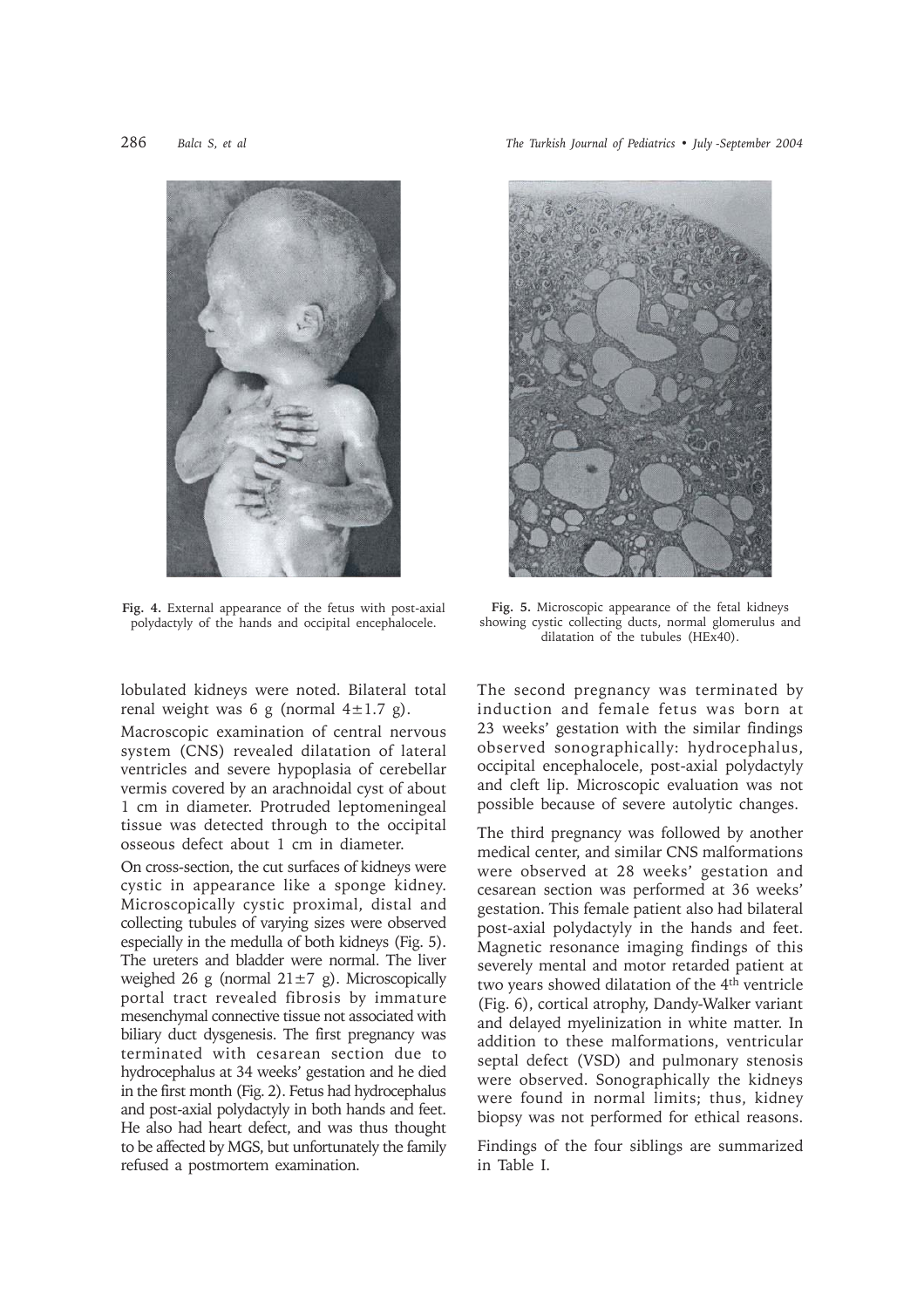Fig. 4. External appearance of the fetus with post-axial polydactyly of the hands and occipital encephalocele.

Fig. 5. Microscopic appearance of the fetal kidneys showing cystic collecting ducts, normal glomerulus and dilatation of the tubules (HEx40).

lobulated kidneys were noted. Bilateral total renal weight was 6 g (normal $4\pm1.7$ g).

Macroscopic examination of central nervous system (CNS) revealed dilatation of lateral ventricles and severe hypoplasia of cerebellar vermis covered by an arachnoidal cyst of about 1 cm in diameter. Protruded leptomeningeal tissue was detected through to the occipital osseous defect about 1 cm in diameter.

On cross-section, the cut surfaces of kidneys were cystic in appearance like a sponge kidney. Microscopically cystic proximal, distal and collecting tubules of varying sizes were observed especially in the medulla of both kidneys (Fig. 5). The ureters and bladder were normal. The liver weighed 26 g (normal $21\pm7$ g). Microscopically portal tract revealed fibrosis by immature mesenchymal connective tissue not associated with biliary duct dysgenesis. The first pregnancy was terminated with cesarean section due to hydrocephalus at 34 weeks' gestation and he died in the first month (Fig. 2). Fetus had hydrocephalus and post-axial polydactyly in both hands and feet. He also had heart defect, and was thus thought to be affected by MGS, but unfortunately the family refused a postmortem examination.

The second pregnancy was terminated by induction and female fetus was born at 23 weeks' gestation with the similar findings observed sonographically: hydrocephalus, occipital encephalocele, post-axial polydactyly and cleft lip. Microscopic evaluation was not possible because of severe autolytic changes.

The third pregnancy was followed by another medical center, and similar CNS malformations were observed at 28 weeks' gestation and cesarean section was performed at 36 weeks' gestation. This female patient also had bilateral post-axial polydactyly in the hands and feet. Magnetic resonance imaging findings of this severely mental and motor retarded patient at two years showed dilatation of the 4th ventricle (Fig. 6), cortical atrophy, Dandy-Walker variant and delayed myelinization in white matter. In addition to these malformations, ventricular septal defect (VSD) and pulmonary stenosis were observed. Sonographically the kidneys were found in normal limits; thus, kidney biopsy was not performed for ethical reasons.

Findings of the four siblings are summarized in Table I.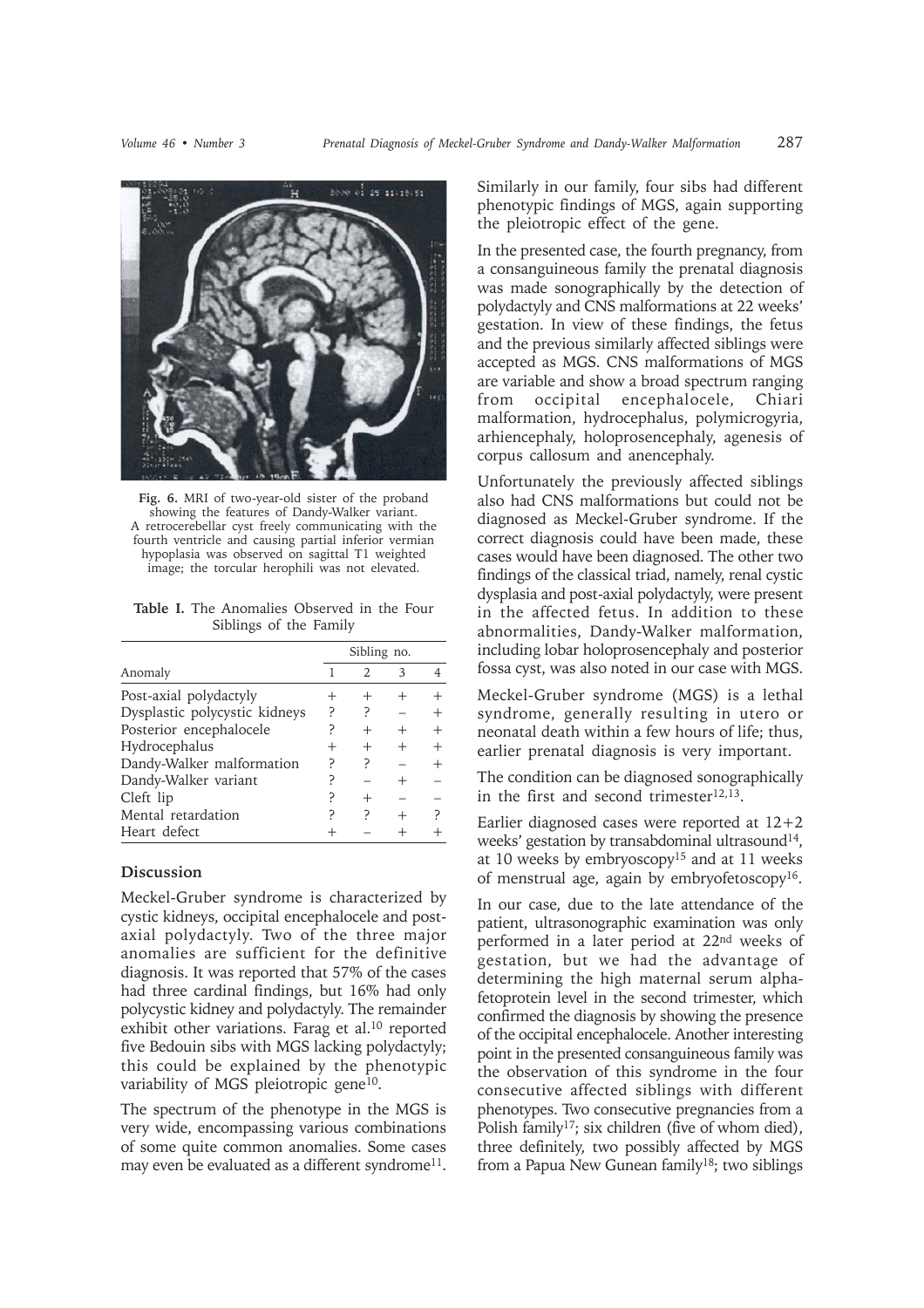Fig. 6. MRI of two-year-old sister of the proband showing the features of Dandy-Walker variant. A retrocerebellar cyst freely communicating with the fourth ventricle and causing partial inferior vermian hypoplasia was observed on sagittal T1 weighted image; the torcular herophili was not elevated.

**Table I.** The Anomalies Observed in the Four Siblings of the Family

| Anomaly | Sibling no. | | | |
|---|---|---|---|---|
| | 1 | 2 | 3 | 4 |
| Post-axial polydactyly | + | + | + | + |
| Dysplastic polycystic kidneys | ? | ? | – | + |
| Posterior encephalocele | ? | + | + | + |
| Hydrocephalus | + | + | + | + |
| Dandy-Walker malformation | ? | ? | – | + |
| Dandy-Walker variant | ? | – | + | – |
| Cleft lip | ? | + | – | – |
| Mental retardation | ? | ? | + | ? |
| Heart defect | + | – | + | + |

## Discussion

Meckel-Gruber syndrome is characterized by cystic kidneys, occipital encephalocele and post-axial polydactyly. Two of the three major anomalies are sufficient for the definitive diagnosis. It was reported that 57% of the cases had three cardinal findings, but 16% had only polycystic kidney and polydactyly. The remainder exhibit other variations. Farag et al.[10] reported five Bedouin sibs with MGS lacking polydactyly; this could be explained by the phenotypic variability of MGS pleiotropic gene[10].

The spectrum of the phenotype in the MGS is very wide, encompassing various combinations of some quite common anomalies. Some cases may even be evaluated as a different syndrome[11]. Similarly in our family, four sibs had different phenotypic findings of MGS, again supporting the pleiotropic effect of the gene.

In the presented case, the fourth pregnancy, from a consanguineous family the prenatal diagnosis was made sonographically by the detection of polydactyly and CNS malformations at 22 weeks' gestation. In view of these findings, the fetus and the previous similarly affected siblings were accepted as MGS. CNS malformations of MGS are variable and show a broad spectrum ranging from occipital encephalocele, Chiari malformation, hydrocephalus, polymicrogyria, arhiencephaly, holoprosencephaly, agenesis of corpus callosum and anencephaly.

Unfortunately the previously affected siblings also had CNS malformations but could not be diagnosed as Meckel-Gruber syndrome. If the correct diagnosis could have been made, these cases would have been diagnosed. The other two findings of the classical triad, namely, renal cystic dysplasia and post-axial polydactyly, were present in the affected fetus. In addition to these abnormalities, Dandy-Walker malformation, including lobar holoprosencephaly and posterior fossa cyst, was also noted in our case with MGS.

Meckel-Gruber syndrome (MGS) is a lethal syndrome, generally resulting in utero or neonatal death within a few hours of life; thus, earlier prenatal diagnosis is very important.

The condition can be diagnosed sonographically in the first and second trimester[12,13].

Earlier diagnosed cases were reported at 12+2 weeks' gestation by transabdominal ultrasound[14], at 10 weeks by embryoscopy[15] and at 11 weeks of menstrual age, again by embryofetoscopy[16].

In our case, due to the late attendance of the patient, ultrasonographic examination was only performed in a later period at 22nd weeks of gestation, but we had the advantage of determining the high maternal serum alpha-fetoprotein level in the second trimester, which confirmed the diagnosis by showing the presence of the occipital encephalocele. Another interesting point in the presented consanguineous family was the observation of this syndrome in the four consecutive affected siblings with different phenotypes. Two consecutive pregnancies from a Polish family[17]; six children (five of whom died), three definitely, two possibly affected by MGS from a Papua New Gunean family[18]; two siblings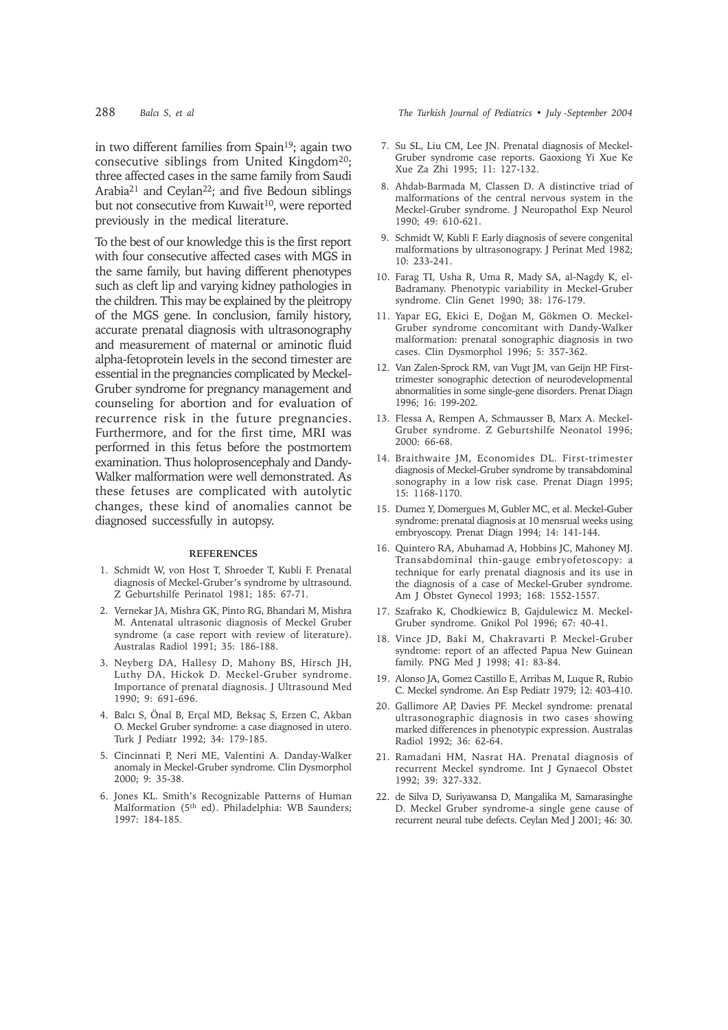in two different families from Spain[19]; again two consecutive siblings from United Kingdom[20]; three affected cases in the same family from Saudi Arabia[21] and Ceylan[22]; and five Bedoun siblings but not consecutive from Kuwait[10], were reported previously in the medical literature.

To the best of our knowledge this is the first report with four consecutive affected cases with MGS in the same family, but having different phenotypes such as cleft lip and varying kidney pathologies in the children. This may be explained by the pleitropy of the MGS gene. In conclusion, family history, accurate prenatal diagnosis with ultrasonography and measurement of maternal or aminotic fluid alpha-fetoprotein levels in the second timester are essential in the pregnancies complicated by Meckel-Gruber syndrome for pregnancy management and counseling for abortion and for evaluation of recurrence risk in the future pregnancies. Furthermore, and for the first time, MRI was performed in this fetus before the postmortem examination. Thus holoprosencephaly and Dandy-Walker malformation were well demonstrated. As these fetuses are complicated with autolytic changes, these kind of anomalies cannot be diagnosed successfully in autopsy.

## REFERENCES

1. Schmidt W, von Host T, Shroeder T, Kubli F. Prenatal diagnosis of Meckel-Gruber's syndrome by ultrasound. Z Geburtshilfe Perinatol 1981; 185: 67-71.
2. Vernekar JA, Mishra GK, Pinto RG, Bhandari M, Mishra M. Antenatal ultrasonic diagnosis of Meckel Gruber syndrome (a case report with review of literature). Australas Radiol 1991; 35: 186-188.
3. Neyberg DA, Hallesy D, Mahony BS, Hirsch JH, Luthy DA, Hickok D. Meckel-Gruber syndrome. Importance of prenatal diagnosis. J Ultrasound Med 1990; 9: 691-696.
4. Balcı S, Önal B, Erçal MD, Beksaç S, Erzen C, Akban O. Meckel Gruber syndrome: a case diagnosed in utero. Turk J Pediatr 1992; 34: 179-185.
5. Cincinnati P, Neri ME, Valentini A. Danday-Walker anomaly in Meckel-Gruber syndrome. Clin Dysmorphol 2000; 9: 35-38.
6. Jones KL. Smith's Recognizable Patterns of Human Malformation (5th ed). Philadelphia: WB Saunders; 1997: 184-185.
7. Su SL, Liu CM, Lee JN. Prenatal diagnosis of Meckel-Gruber syndrome case reports. Gaoxiong Yi Xue Ke Xue Za Zhi 1995; 11: 127-132.
8. Ahdab-Barmada M, Classen D. A distinctive triad of malformations of the central nervous system in the Meckel-Gruber syndrome. J Neuropathol Exp Neurol 1990; 49: 610-621.
9. Schmidt W, Kubli F. Early diagnosis of severe congenital malformations by ultrasonograpy. J Perinat Med 1982; 10: 233-241.
10. Farag TI, Usha R, Uma R, Mady SA, al-Nagdy K, el-Badramany. Phenotypic variability in Meckel-Gruber syndrome. Clin Genet 1990; 38: 176-179.
11. Yapar EG, Ekici E, Doğan M, Gökmen O. Meckel-Gruber syndrome concomitant with Dandy-Walker malformation: prenatal sonographic diagnosis in two cases. Clin Dysmorphol 1996; 5: 357-362.
12. Van Zalen-Sprock RM, van Vugt JM, van Geijn HP. First-trimester sonographic detection of neurodevelopmental abnormalities in some single-gene disorders. Prenat Diagn 1996; 16: 199-202.
13. Flessa A, Rempen A, Schmausser B, Marx A. Meckel-Gruber syndrome. Z Geburtshilfe Neonatol 1996; 2000: 66-68.
14. Braithwaite JM, Economides DL. First-trimester diagnosis of Meckel-Gruber syndrome by transabdominal sonography in a low risk case. Prenat Diagn 1995; 15: 1168-1170.
15. Dumez Y, Domergues M, Gubler MC, et al. Meckel-Guber syndrome: prenatal diagnosis at 10 mensrual weeks using embryoscopy. Prenat Diagn 1994; 14: 141-144.
16. Quintero RA, Abuhamad A, Hobbins JC, Mahoney MJ. Transabdominal thin-gauge embryofetoscopy: a technique for early prenatal diagnosis and its use in the diagnosis of a case of Meckel-Gruber syndrome. Am J Obstet Gynecol 1993; 168: 1552-1557.
17. Szafrako K, Chodkiewicz B, Gajdulewicz M. Meckel-Gruber syndrome. Gnikol Pol 1996; 67: 40-41.
18. Vince JD, Baki M, Chakravarti P. Meckel-Gruber syndrome: report of an affected Papua New Guinean family. PNG Med J 1998; 41: 83-84.
19. Alonso JA, Gomez Castillo E, Arribas M, Luque R, Rubio C. Meckel syndrome. An Esp Pediatr 1979; 12: 403-410.
20. Gallimore AP, Davies PF. Meckel syndrome: prenatal ultrasonographic diagnosis in two cases showing marked differences in phenotypic expression. Australas Radiol 1992; 36: 62-64.
21. Ramadani HM, Nasrat HA. Prenatal diagnosis of recurrent Meckel syndrome. Int J Gynaecol Obstet 1992; 39: 327-332.
22. de Silva D, Suriyawansa D, Mangalika M, Samarasinghe D. Meckel Gruber syndrome-a single gene cause of recurrent neural tube defects. Ceylan Med J 2001; 46: 30.